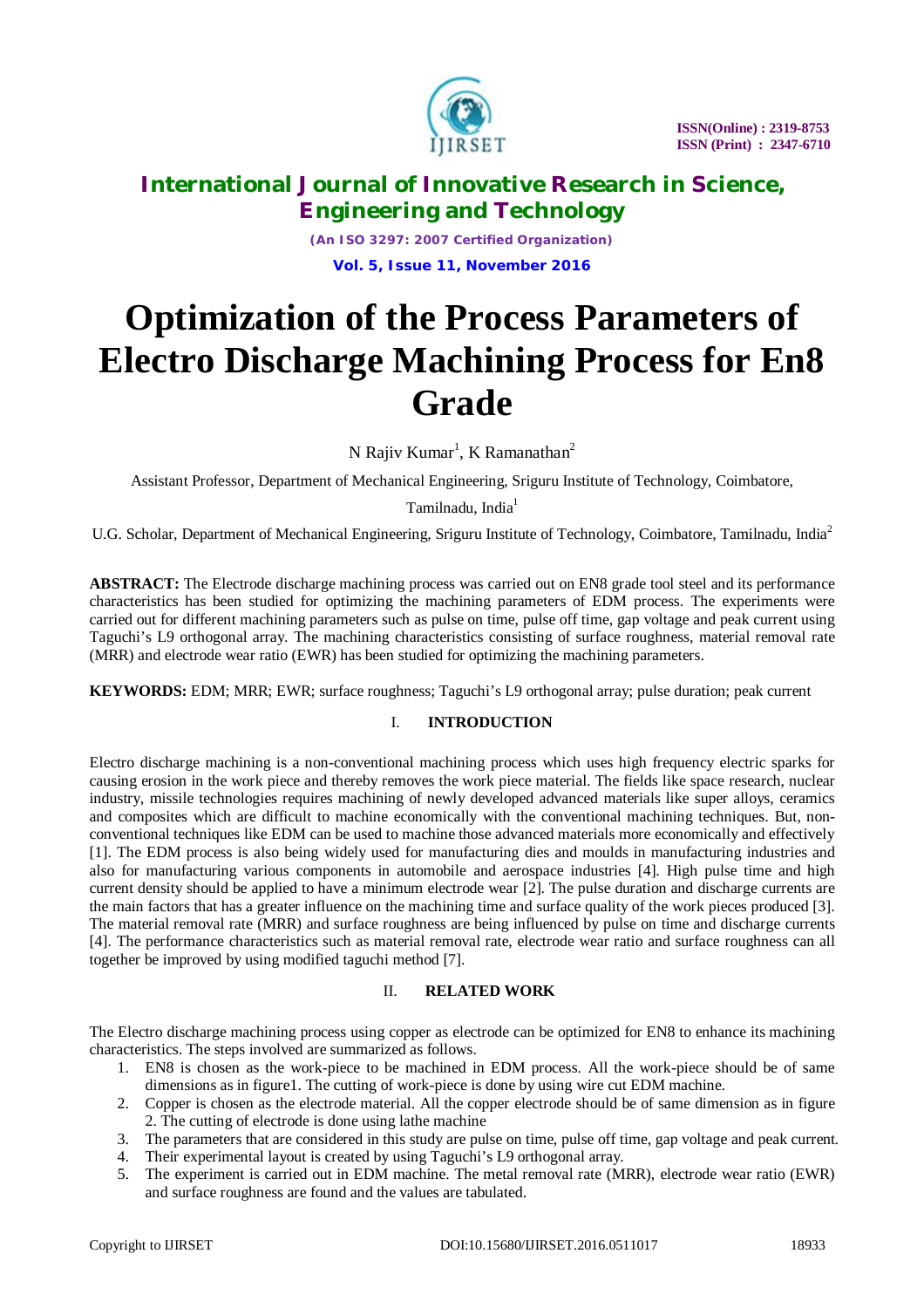# Optimization of the Process Parameters of Electro Discharge Machining Process for En8 Grade

N Rajiv Kumar[1], K Ramanathan[2]

Assistant Professor, Department of Mechanical Engineering, Sriguru Institute of Technology, Coimbatore, Tamilnadu, India[1]

U.G. Scholar, Department of Mechanical Engineering, Sriguru Institute of Technology, Coimbatore, Tamilnadu, India[2]

**ABSTRACT:** The Electrode discharge machining process was carried out on EN8 grade tool steel and its performance characteristics has been studied for optimizing the machining parameters of EDM process. The experiments were carried out for different machining parameters such as pulse on time, pulse off time, gap voltage and peak current using Taguchi's L9 orthogonal array. The machining characteristics consisting of surface roughness, material removal rate (MRR) and electrode wear ratio (EWR) has been studied for optimizing the machining parameters.

**KEYWORDS:** EDM; MRR; EWR; surface roughness; Taguchi's L9 orthogonal array; pulse duration; peak current

## I. INTRODUCTION

Electro discharge machining is a non-conventional machining process which uses high frequency electric sparks for causing erosion in the work piece and thereby removes the work piece material. The fields like space research, nuclear industry, missile technologies requires machining of newly developed advanced materials like super alloys, ceramics and composites which are difficult to machine economically with the conventional machining techniques. But, non-conventional techniques like EDM can be used to machine those advanced materials more economically and effectively [1]. The EDM process is also being widely used for manufacturing dies and moulds in manufacturing industries and also for manufacturing various components in automobile and aerospace industries [4]. High pulse time and high current density should be applied to have a minimum electrode wear [2]. The pulse duration and discharge currents are the main factors that has a greater influence on the machining time and surface quality of the work pieces produced [3]. The material removal rate (MRR) and surface roughness are being influenced by pulse on time and discharge currents [4]. The performance characteristics such as material removal rate, electrode wear ratio and surface roughness can all together be improved by using modified taguchi method [7].

## II. RELATED WORK

The Electro discharge machining process using copper as electrode can be optimized for EN8 to enhance its machining characteristics. The steps involved are summarized as follows.

1. EN8 is chosen as the work-piece to be machined in EDM process. All the work-piece should be of same dimensions as in figure1. The cutting of work-piece is done by using wire cut EDM machine.
2. Copper is chosen as the electrode material. All the copper electrode should be of same dimension as in figure 2. The cutting of electrode is done using lathe machine
3. The parameters that are considered in this study are pulse on time, pulse off time, gap voltage and peak current.
4. Their experimental layout is created by using Taguchi's L9 orthogonal array.
5. The experiment is carried out in EDM machine. The metal removal rate (MRR), electrode wear ratio (EWR) and surface roughness are found and the values are tabulated.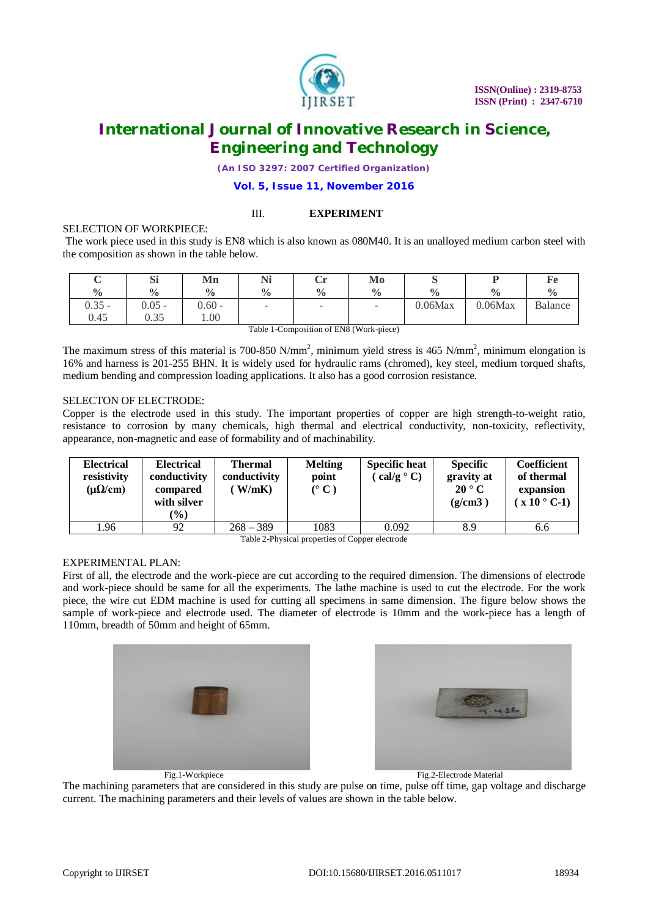## III. EXPERIMENT

SELECTION OF WORKPIECE:

The work piece used in this study is EN8 which is also known as 080M40. It is an unalloyed medium carbon steel with the composition as shown in the table below.

| C % | Si % | Mn % | Ni % | Cr % | Mo % | S % | P % | Fe % |
|---|---|---|---|---|---|---|---|---|
| 0.35 - 0.45 | 0.05 - 0.35 | 0.60 - 1.00 | - | - | - | 0.06Max | 0.06Max | Balance |

Table 1-Composition of EN8 (Work-piece)

The maximum stress of this material is 700-850 N/mm$^2$, minimum yield stress is 465 N/mm$^2$, minimum elongation is 16% and harness is 201-255 BHN. It is widely used for hydraulic rams (chromed), key steel, medium torqued shafts, medium bending and compression loading applications. It also has a good corrosion resistance.

SELECTON OF ELECTRODE:

Copper is the electrode used in this study. The important properties of copper are high strength-to-weight ratio, resistance to corrosion by many chemicals, high thermal and electrical conductivity, non-toxicity, reflectivity, appearance, non-magnetic and ease of formability and of machinability.

| Electrical resistivity (μΩ/cm) | Electrical conductivity compared with silver (%) | Thermal conductivity ( W/mK) | Melting point (° C ) | Specific heat ( cal/g ° C) | Specific gravity at 20 ° C (g/cm3 ) | Coefficient of thermal expansion ( x 10 ° C-1) |
|---|---|---|---|---|---|---|
| 1.96 | 92 | 268 – 389 | 1083 | 0.092 | 8.9 | 6.6 |

Table 2-Physical properties of Copper electrode

EXPERIMENTAL PLAN:

First of all, the electrode and the work-piece are cut according to the required dimension. The dimensions of electrode and work-piece should be same for all the experiments. The lathe machine is used to cut the electrode. For the work piece, the wire cut EDM machine is used for cutting all specimens in same dimension. The figure below shows the sample of work-piece and electrode used. The diameter of electrode is 10mm and the work-piece has a length of 110mm, breadth of 50mm and height of 65mm.

Fig.1-Workpiece

Fig.2-Electrode Material

The machining parameters that are considered in this study are pulse on time, pulse off time, gap voltage and discharge current. The machining parameters and their levels of values are shown in the table below.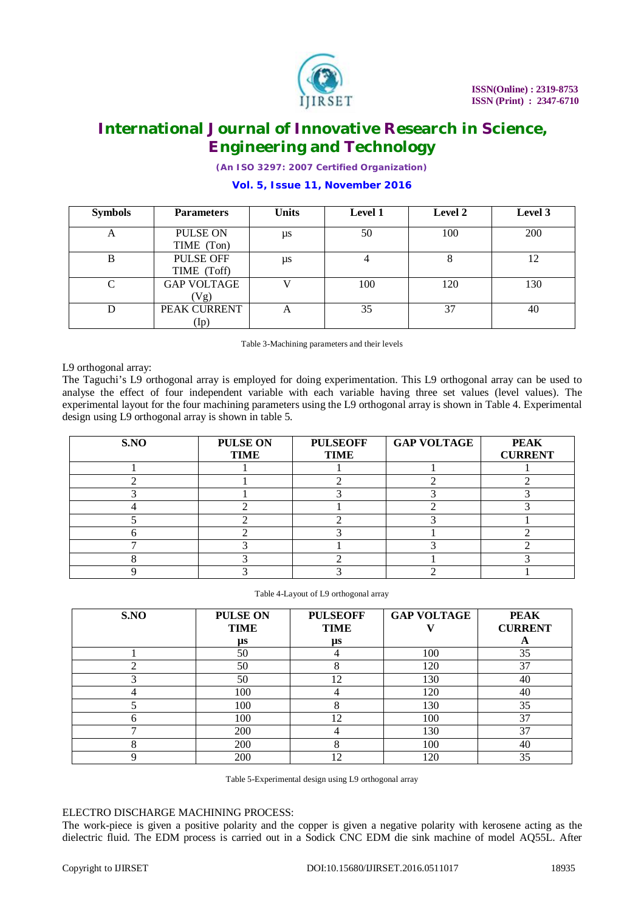| Symbols | Parameters | Units | Level 1 | Level 2 | Level 3 |
|---|---|---|---|---|---|
| A | PULSE ON TIME (Ton) | μs | 50 | 100 | 200 |
| B | PULSE OFF TIME (Toff) | μs | 4 | 8 | 12 |
| C | GAP VOLTAGE (Vg) | V | 100 | 120 | 130 |
| D | PEAK CURRENT (Ip) | A | 35 | 37 | 40 |

Table 3-Machining parameters and their levels

L9 orthogonal array:

The Taguchi's L9 orthogonal array is employed for doing experimentation. This L9 orthogonal array can be used to analyse the effect of four independent variable with each variable having three set values (level values). The experimental layout for the four machining parameters using the L9 orthogonal array is shown in Table 4. Experimental design using L9 orthogonal array is shown in table 5.

| S.NO | PULSE ON TIME | PULSEOFF TIME | GAP VOLTAGE | PEAK CURRENT |
|---|---|---|---|---|
| 1 | 1 | 1 | 1 | 1 |
| 2 | 1 | 2 | 2 | 2 |
| 3 | 1 | 3 | 3 | 3 |
| 4 | 2 | 1 | 2 | 3 |
| 5 | 2 | 2 | 3 | 1 |
| 6 | 2 | 3 | 1 | 2 |
| 7 | 3 | 1 | 3 | 2 |
| 8 | 3 | 2 | 1 | 3 |
| 9 | 3 | 3 | 2 | 1 |

Table 4-Layout of L9 orthogonal array

| S.NO | PULSE ON TIME μs | PULSEOFF TIME μs | GAP VOLTAGE V | PEAK CURRENT A |
|---|---|---|---|---|
| 1 | 50 | 4 | 100 | 35 |
| 2 | 50 | 8 | 120 | 37 |
| 3 | 50 | 12 | 130 | 40 |
| 4 | 100 | 4 | 120 | 40 |
| 5 | 100 | 8 | 130 | 35 |
| 6 | 100 | 12 | 100 | 37 |
| 7 | 200 | 4 | 130 | 37 |
| 8 | 200 | 8 | 100 | 40 |
| 9 | 200 | 12 | 120 | 35 |

Table 5-Experimental design using L9 orthogonal array

ELECTRO DISCHARGE MACHINING PROCESS:

The work-piece is given a positive polarity and the copper is given a negative polarity with kerosene acting as the dielectric fluid. The EDM process is carried out in a Sodick CNC EDM die sink machine of model AQ55L. After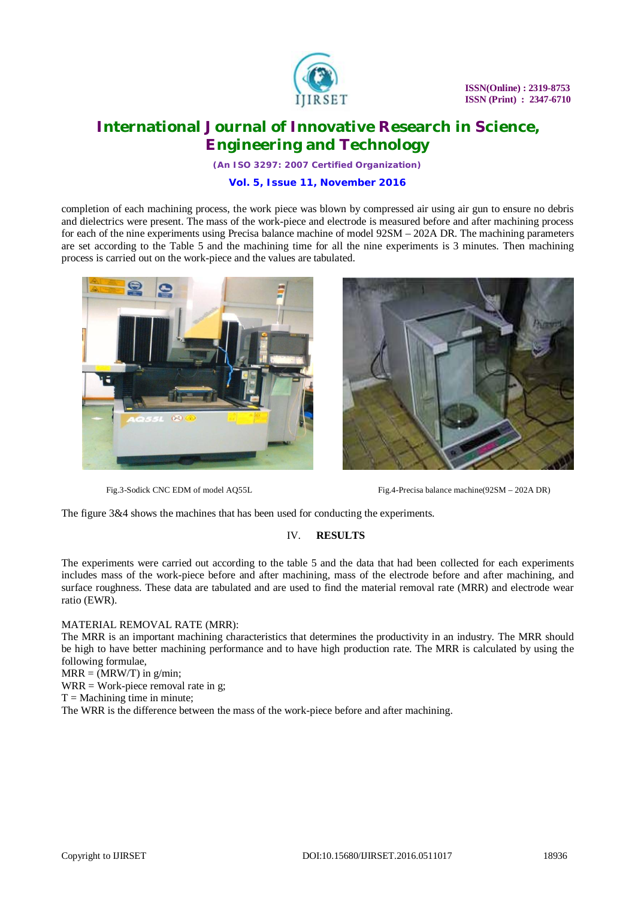completion of each machining process, the work piece was blown by compressed air using air gun to ensure no debris and dielectrics were present. The mass of the work-piece and electrode is measured before and after machining process for each of the nine experiments using Precisa balance machine of model 92SM – 202A DR. The machining parameters are set according to the Table 5 and the machining time for all the nine experiments is 3 minutes. Then machining process is carried out on the work-piece and the values are tabulated.

Fig.3-Sodick CNC EDM of model AQ55L

Fig.4-Precisa balance machine(92SM – 202A DR)

The figure 3&4 shows the machines that has been used for conducting the experiments.

## IV. RESULTS

The experiments were carried out according to the table 5 and the data that had been collected for each experiments includes mass of the work-piece before and after machining, mass of the electrode before and after machining, and surface roughness. These data are tabulated and are used to find the material removal rate (MRR) and electrode wear ratio (EWR).

MATERIAL REMOVAL RATE (MRR):

The MRR is an important machining characteristics that determines the productivity in an industry. The MRR should be high to have better machining performance and to have high production rate. The MRR is calculated by using the following formulae,

MRR = (MRW/T) in g/min;

WRR = Work-piece removal rate in g;

T = Machining time in minute;

The WRR is the difference between the mass of the work-piece before and after machining.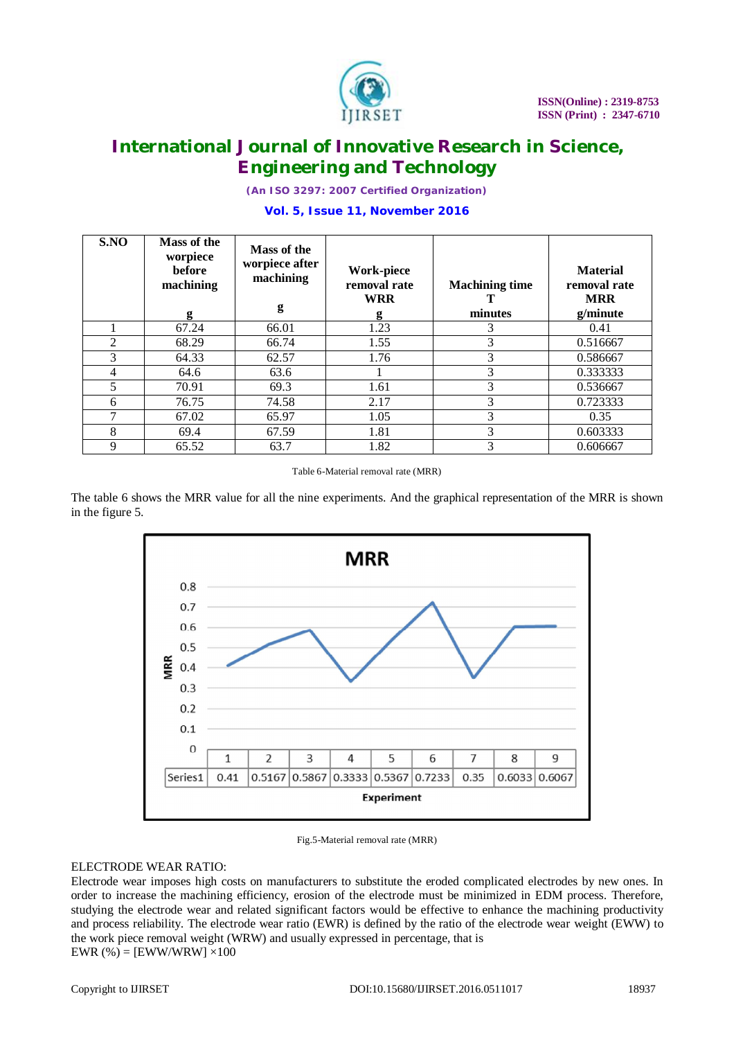| S.NO | Mass of the worpiece before machining g | Mass of the worpiece after machining g | Work-piece removal rate WRR g | Machining time T minutes | Material removal rate MRR g/minute |
|---|---|---|---|---|---|
| 1 | 67.24 | 66.01 | 1.23 | 3 | 0.41 |
| 2 | 68.29 | 66.74 | 1.55 | 3 | 0.516667 |
| 3 | 64.33 | 62.57 | 1.76 | 3 | 0.586667 |
| 4 | 64.6 | 63.6 | 1 | 3 | 0.333333 |
| 5 | 70.91 | 69.3 | 1.61 | 3 | 0.536667 |
| 6 | 76.75 | 74.58 | 2.17 | 3 | 0.723333 |
| 7 | 67.02 | 65.97 | 1.05 | 3 | 0.35 |
| 8 | 69.4 | 67.59 | 1.81 | 3 | 0.603333 |
| 9 | 65.52 | 63.7 | 1.82 | 3 | 0.606667 |

Table 6-Material removal rate (MRR)

The table 6 shows the MRR value for all the nine experiments. And the graphical representation of the MRR is shown in the figure 5.

| Experiment | 1 | 2 | 3 | 4 | 5 | 6 | 7 | 8 | 9 |
|---|---|---|---|---|---|---|---|---|---|
| Series1 | 0.41 | 0.5167 | 0.5867 | 0.3333 | 0.5367 | 0.7233 | 0.35 | 0.6033 | 0.6067 |

Fig.5-Material removal rate (MRR)

ELECTRODE WEAR RATIO:

Electrode wear imposes high costs on manufacturers to substitute the eroded complicated electrodes by new ones. In order to increase the machining efficiency, erosion of the electrode must be minimized in EDM process. Therefore, studying the electrode wear and related significant factors would be effective to enhance the machining productivity and process reliability. The electrode wear ratio (EWR) is defined by the ratio of the electrode wear weight (EWW) to the work piece removal weight (WRW) and usually expressed in percentage, that is

$$EWR\ (\%) = [EWW/WRW] \times 100$$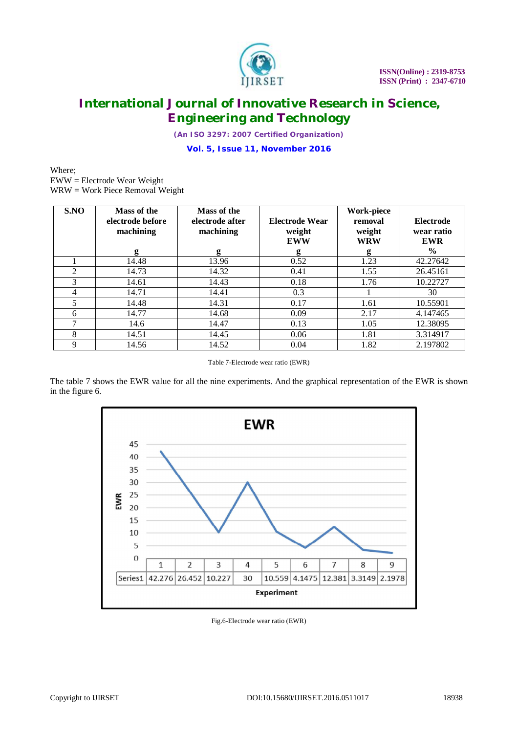Where;
EWW = Electrode Wear Weight
WRW = Work Piece Removal Weight

| S.NO | Mass of the electrode before machining g | Mass of the electrode after machining g | Electrode Wear weight EWW g | Work-piece removal weight WRW g | Electrode wear ratio EWR % |
|---|---|---|---|---|---|
| 1 | 14.48 | 13.96 | 0.52 | 1.23 | 42.27642 |
| 2 | 14.73 | 14.32 | 0.41 | 1.55 | 26.45161 |
| 3 | 14.61 | 14.43 | 0.18 | 1.76 | 10.22727 |
| 4 | 14.71 | 14.41 | 0.3 | 1 | 30 |
| 5 | 14.48 | 14.31 | 0.17 | 1.61 | 10.55901 |
| 6 | 14.77 | 14.68 | 0.09 | 2.17 | 4.147465 |
| 7 | 14.6 | 14.47 | 0.13 | 1.05 | 12.38095 |
| 8 | 14.51 | 14.45 | 0.06 | 1.81 | 3.314917 |
| 9 | 14.56 | 14.52 | 0.04 | 1.82 | 2.197802 |

Table 7-Electrode wear ratio (EWR)

The table 7 shows the EWR value for all the nine experiments. And the graphical representation of the EWR is shown in the figure 6.

| Experiment | 1 | 2 | 3 | 4 | 5 | 6 | 7 | 8 | 9 |
|---|---|---|---|---|---|---|---|---|---|
| Series1 | 42.276 | 26.452 | 10.227 | 30 | 10.559 | 4.1475 | 12.381 | 3.3149 | 2.1978 |

Fig.6-Electrode wear ratio (EWR)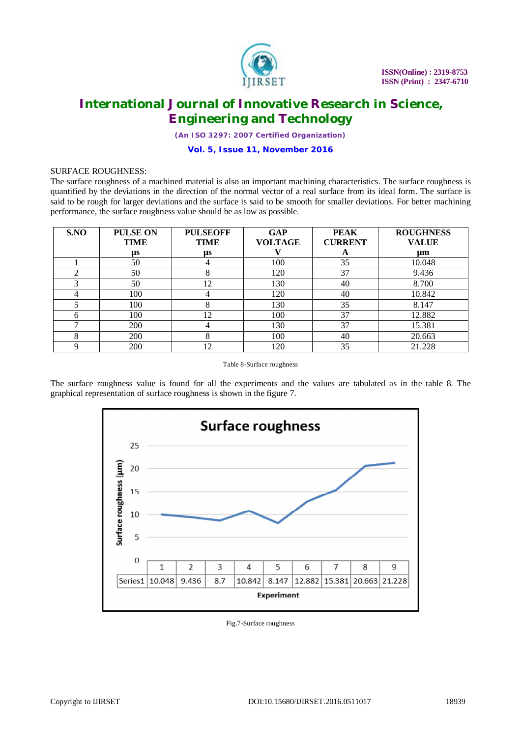SURFACE ROUGHNESS:

The surface roughness of a machined material is also an important machining characteristics. The surface roughness is quantified by the deviations in the direction of the normal vector of a real surface from its ideal form. The surface is said to be rough for larger deviations and the surface is said to be smooth for smaller deviations. For better machining performance, the surface roughness value should be as low as possible.

| S.NO | PULSE ON TIME µs | PULSEOFF TIME µs | GAP VOLTAGE V | PEAK CURRENT A | ROUGHNESS VALUE µm |
|---|---|---|---|---|---|
| 1 | 50 | 4 | 100 | 35 | 10.048 |
| 2 | 50 | 8 | 120 | 37 | 9.436 |
| 3 | 50 | 12 | 130 | 40 | 8.700 |
| 4 | 100 | 4 | 120 | 40 | 10.842 |
| 5 | 100 | 8 | 130 | 35 | 8.147 |
| 6 | 100 | 12 | 100 | 37 | 12.882 |
| 7 | 200 | 4 | 130 | 37 | 15.381 |
| 8 | 200 | 8 | 100 | 40 | 20.663 |
| 9 | 200 | 12 | 120 | 35 | 21.228 |

Table 8-Surface roughness

The surface roughness value is found for all the experiments and the values are tabulated as in the table 8. The graphical representation of surface roughness is shown in the figure 7.

Fig.7-Surface roughness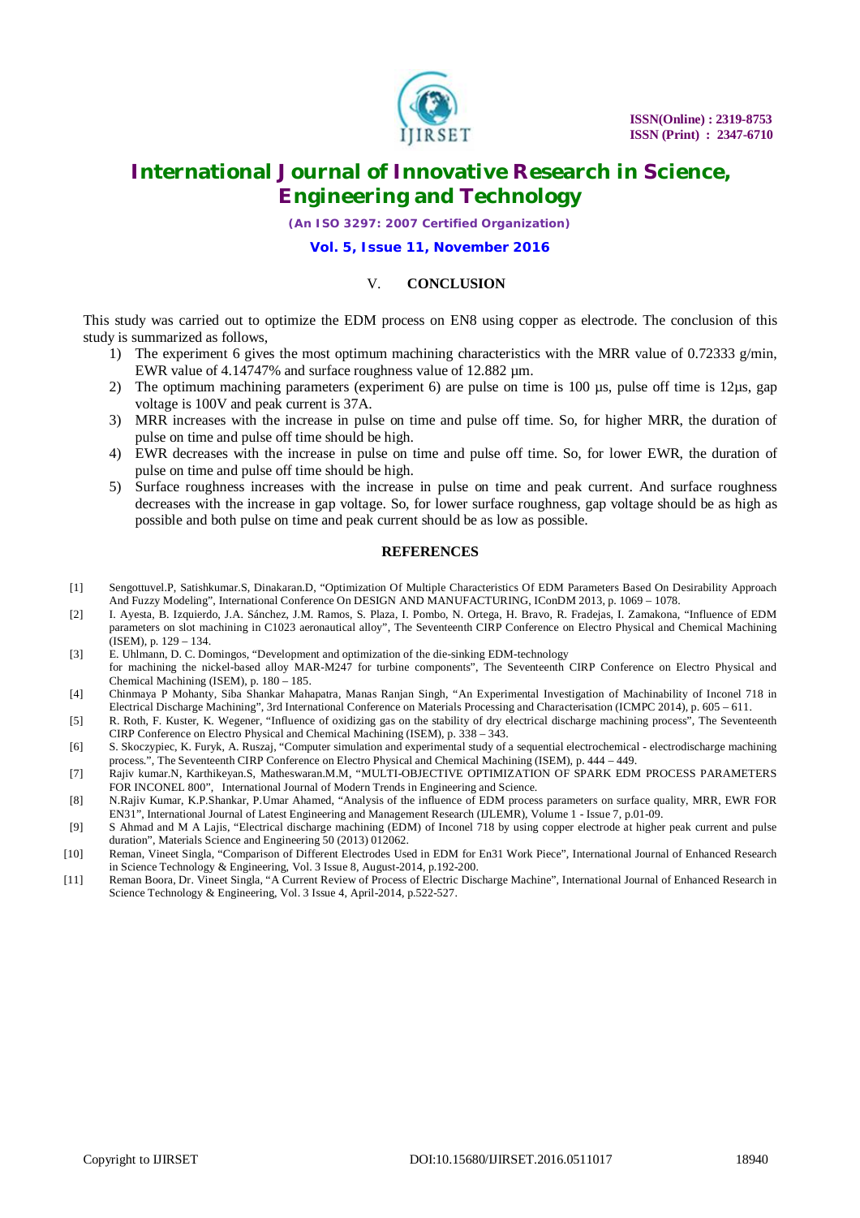## V. CONCLUSION

This study was carried out to optimize the EDM process on EN8 using copper as electrode. The conclusion of this study is summarized as follows,

1) The experiment 6 gives the most optimum machining characteristics with the MRR value of 0.72333 g/min, EWR value of 4.14747% and surface roughness value of 12.882 µm.
2) The optimum machining parameters (experiment 6) are pulse on time is 100 µs, pulse off time is 12µs, gap voltage is 100V and peak current is 37A.
3) MRR increases with the increase in pulse on time and pulse off time. So, for higher MRR, the duration of pulse on time and pulse off time should be high.
4) EWR decreases with the increase in pulse on time and pulse off time. So, for lower EWR, the duration of pulse on time and pulse off time should be high.
5) Surface roughness increases with the increase in pulse on time and peak current. And surface roughness decreases with the increase in gap voltage. So, for lower surface roughness, gap voltage should be as high as possible and both pulse on time and peak current should be as low as possible.

## REFERENCES

[1] Sengottuvel.P, Satishkumar.S, Dinakaran.D, "Optimization Of Multiple Characteristics Of EDM Parameters Based On Desirability Approach And Fuzzy Modeling", International Conference On DESIGN AND MANUFACTURING, IConDM 2013, p. 1069 – 1078.

[2] I. Ayesta, B. Izquierdo, J.A. Sánchez, J.M. Ramos, S. Plaza, I. Pombo, N. Ortega, H. Bravo, R. Fradejas, I. Zamakona, "Influence of EDM parameters on slot machining in C1023 aeronautical alloy", The Seventeenth CIRP Conference on Electro Physical and Chemical Machining (ISEM), p. 129 – 134.

[3] E. Uhlmann, D. C. Domingos, "Development and optimization of the die-sinking EDM-technology for machining the nickel-based alloy MAR-M247 for turbine components", The Seventeenth CIRP Conference on Electro Physical and Chemical Machining (ISEM), p. 180 – 185.

[4] Chinmaya P Mohanty, Siba Shankar Mahapatra, Manas Ranjan Singh, "An Experimental Investigation of Machinability of Inconel 718 in Electrical Discharge Machining", 3rd International Conference on Materials Processing and Characterisation (ICMPC 2014), p. 605 – 611.

[5] R. Roth, F. Kuster, K. Wegener, "Influence of oxidizing gas on the stability of dry electrical discharge machining process", The Seventeenth CIRP Conference on Electro Physical and Chemical Machining (ISEM), p. 338 – 343.

[6] S. Skoczypiec, K. Furyk, A. Ruszaj, "Computer simulation and experimental study of a sequential electrochemical - electrodischarge machining process.", The Seventeenth CIRP Conference on Electro Physical and Chemical Machining (ISEM), p. 444 – 449.

[7] Rajiv kumar.N, Karthikeyan.S, Matheswaran.M.M, "MULTI-OBJECTIVE OPTIMIZATION OF SPARK EDM PROCESS PARAMETERS FOR INCONEL 800", International Journal of Modern Trends in Engineering and Science.

[8] N.Rajiv Kumar, K.P.Shankar, P.Umar Ahamed, "Analysis of the influence of EDM process parameters on surface quality, MRR, EWR FOR EN31", International Journal of Latest Engineering and Management Research (IJLEMR), Volume 1 - Issue 7, p.01-09.

[9] S Ahmad and M A Lajis, "Electrical discharge machining (EDM) of Inconel 718 by using copper electrode at higher peak current and pulse duration", Materials Science and Engineering 50 (2013) 012062.

[10] Reman, Vineet Singla, "Comparison of Different Electrodes Used in EDM for En31 Work Piece", International Journal of Enhanced Research in Science Technology & Engineering, Vol. 3 Issue 8, August-2014, p.192-200.

[11] Reman Boora, Dr. Vineet Singla, "A Current Review of Process of Electric Discharge Machine", International Journal of Enhanced Research in Science Technology & Engineering, Vol. 3 Issue 4, April-2014, p.522-527.